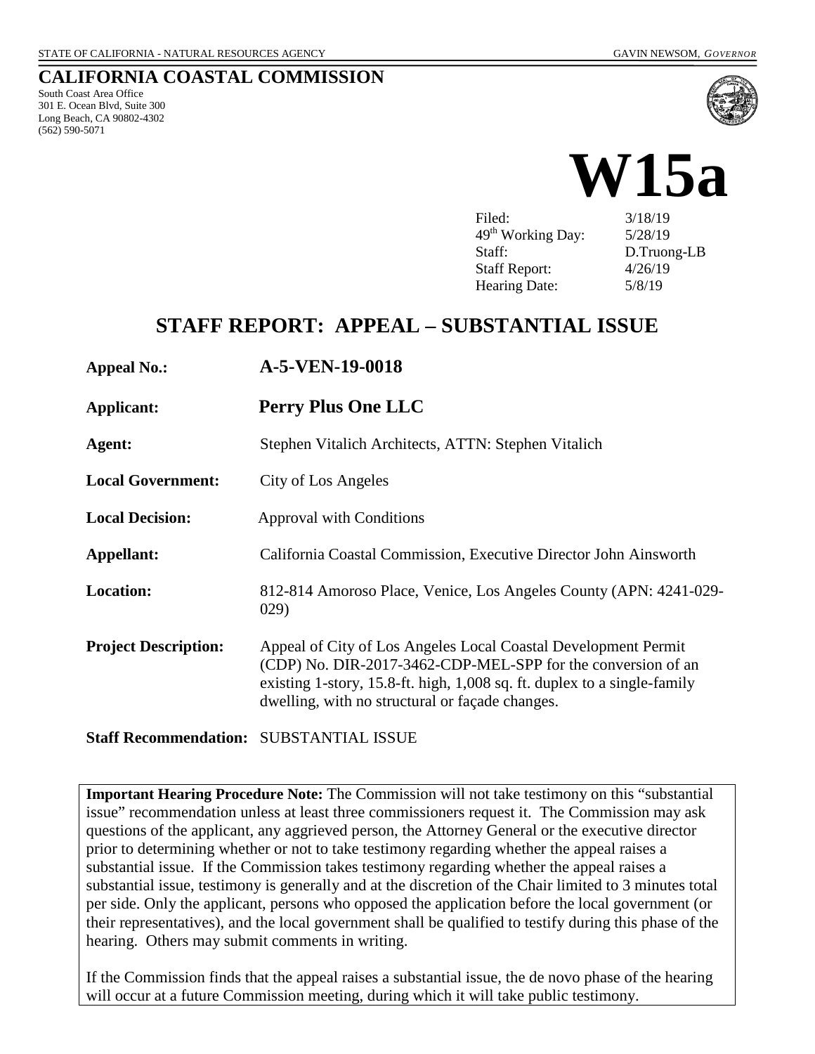STATE OF CALIFORNIA - NATURAL RESOURCES AGENCY GAVIN NEWSOM, *GOVERNOR*

# CALIFORNIA COASTAL COMMISSION

South Coast Area Office
301 E. Ocean Blvd, Suite 300
Long Beach, CA 90802-4302
(562) 590-5071

# W15a

| | |
|---|---|
| Filed: | 3/18/19 |
| 49th Working Day: | 5/28/19 |
| Staff: | D.Truong-LB |
| Staff Report: | 4/26/19 |
| Hearing Date: | 5/8/19 |

## STAFF REPORT: APPEAL – SUBSTANTIAL ISSUE

| | |
|---|---|
| **Appeal No.:** | **A-5-VEN-19-0018** |
| **Applicant:** | **Perry Plus One LLC** |
| **Agent:** | Stephen Vitalich Architects, ATTN: Stephen Vitalich |
| **Local Government:** | City of Los Angeles |
| **Local Decision:** | Approval with Conditions |
| **Appellant:** | California Coastal Commission, Executive Director John Ainsworth |
| **Location:** | 812-814 Amoroso Place, Venice, Los Angeles County (APN: 4241-029-029) |
| **Project Description:** | Appeal of City of Los Angeles Local Coastal Development Permit (CDP) No. DIR-2017-3462-CDP-MEL-SPP for the conversion of an existing 1-story, 15.8-ft. high, 1,008 sq. ft. duplex to a single-family dwelling, with no structural or façade changes. |

**Staff Recommendation:** SUBSTANTIAL ISSUE

**Important Hearing Procedure Note:** The Commission will not take testimony on this "substantial issue" recommendation unless at least three commissioners request it. The Commission may ask questions of the applicant, any aggrieved person, the Attorney General or the executive director prior to determining whether or not to take testimony regarding whether the appeal raises a substantial issue. If the Commission takes testimony regarding whether the appeal raises a substantial issue, testimony is generally and at the discretion of the Chair limited to 3 minutes total per side. Only the applicant, persons who opposed the application before the local government (or their representatives), and the local government shall be qualified to testify during this phase of the hearing. Others may submit comments in writing.

If the Commission finds that the appeal raises a substantial issue, the de novo phase of the hearing will occur at a future Commission meeting, during which it will take public testimony.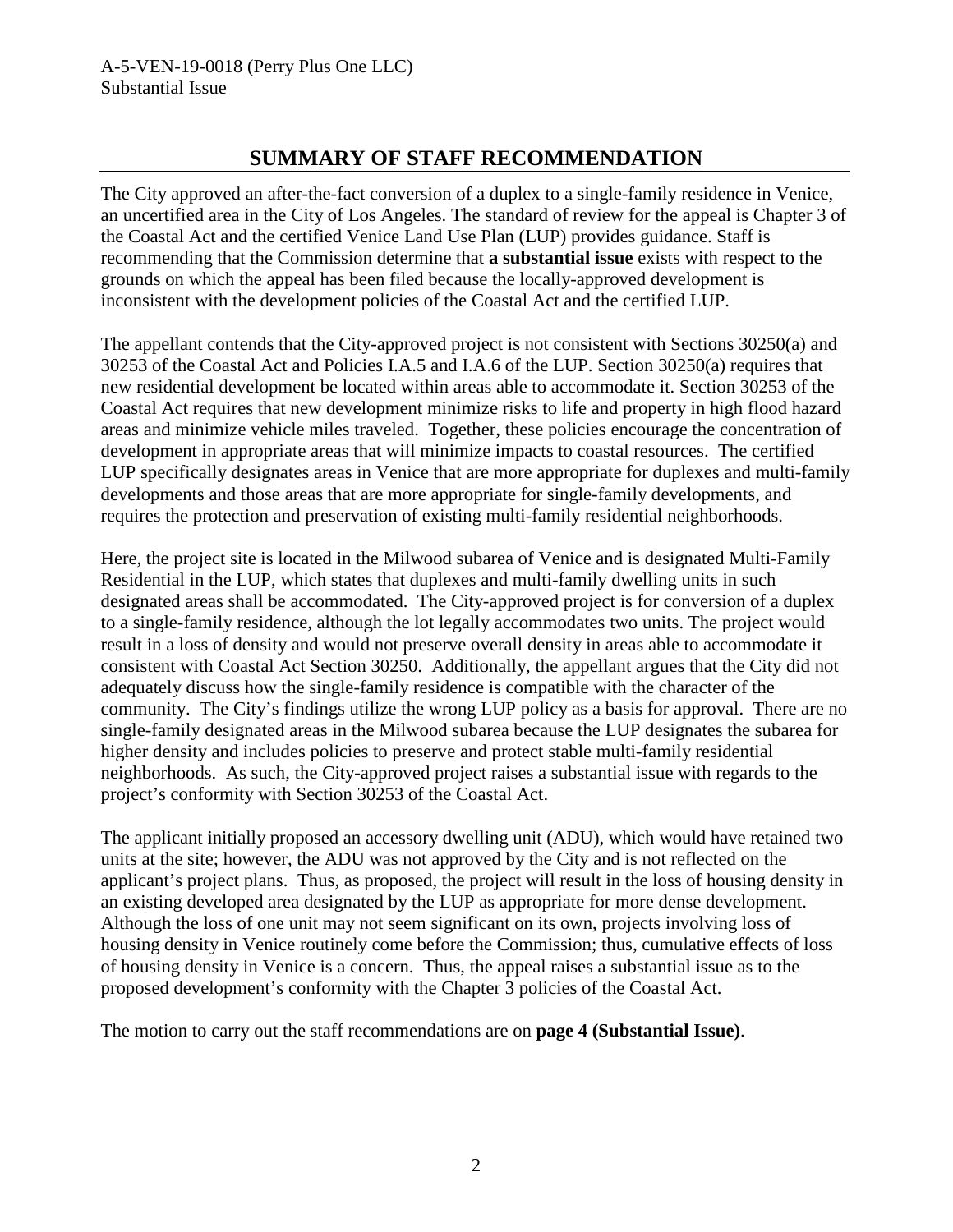# SUMMARY OF STAFF RECOMMENDATION

The City approved an after-the-fact conversion of a duplex to a single-family residence in Venice, an uncertified area in the City of Los Angeles. The standard of review for the appeal is Chapter 3 of the Coastal Act and the certified Venice Land Use Plan (LUP) provides guidance. Staff is recommending that the Commission determine that **a substantial issue** exists with respect to the grounds on which the appeal has been filed because the locally-approved development is inconsistent with the development policies of the Coastal Act and the certified LUP.

The appellant contends that the City-approved project is not consistent with Sections 30250(a) and 30253 of the Coastal Act and Policies I.A.5 and I.A.6 of the LUP. Section 30250(a) requires that new residential development be located within areas able to accommodate it. Section 30253 of the Coastal Act requires that new development minimize risks to life and property in high flood hazard areas and minimize vehicle miles traveled. Together, these policies encourage the concentration of development in appropriate areas that will minimize impacts to coastal resources. The certified LUP specifically designates areas in Venice that are more appropriate for duplexes and multi-family developments and those areas that are more appropriate for single-family developments, and requires the protection and preservation of existing multi-family residential neighborhoods.

Here, the project site is located in the Milwood subarea of Venice and is designated Multi-Family Residential in the LUP, which states that duplexes and multi-family dwelling units in such designated areas shall be accommodated. The City-approved project is for conversion of a duplex to a single-family residence, although the lot legally accommodates two units. The project would result in a loss of density and would not preserve overall density in areas able to accommodate it consistent with Coastal Act Section 30250. Additionally, the appellant argues that the City did not adequately discuss how the single-family residence is compatible with the character of the community. The City's findings utilize the wrong LUP policy as a basis for approval. There are no single-family designated areas in the Milwood subarea because the LUP designates the subarea for higher density and includes policies to preserve and protect stable multi-family residential neighborhoods. As such, the City-approved project raises a substantial issue with regards to the project's conformity with Section 30253 of the Coastal Act.

The applicant initially proposed an accessory dwelling unit (ADU), which would have retained two units at the site; however, the ADU was not approved by the City and is not reflected on the applicant's project plans. Thus, as proposed, the project will result in the loss of housing density in an existing developed area designated by the LUP as appropriate for more dense development. Although the loss of one unit may not seem significant on its own, projects involving loss of housing density in Venice routinely come before the Commission; thus, cumulative effects of loss of housing density in Venice is a concern. Thus, the appeal raises a substantial issue as to the proposed development's conformity with the Chapter 3 policies of the Coastal Act.

The motion to carry out the staff recommendations are on **page 4 (Substantial Issue)**.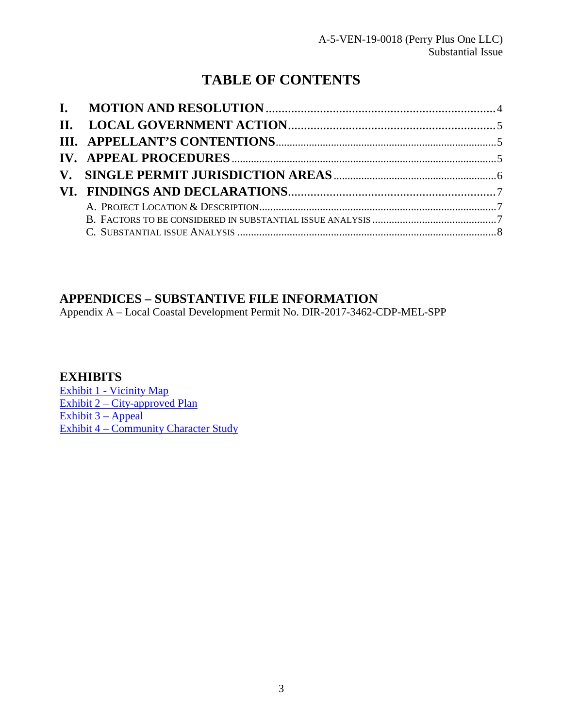# TABLE OF CONTENTS

**I. MOTION AND RESOLUTION** .......... 4
**II. LOCAL GOVERNMENT ACTION** .......... 5
**III. APPELLANT'S CONTENTIONS** .......... 5
**IV. APPEAL PROCEDURES** .......... 5
**V. SINGLE PERMIT JURISDICTION AREAS** .......... 6
**VI. FINDINGS AND DECLARATIONS** .......... 7
- A. PROJECT LOCATION & DESCRIPTION .......... 7
- B. FACTORS TO BE CONSIDERED IN SUBSTANTIAL ISSUE ANALYSIS .......... 7
- C. SUBSTANTIAL ISSUE ANALYSIS .......... 8

## APPENDICES – SUBSTANTIVE FILE INFORMATION

Appendix A – Local Coastal Development Permit No. DIR-2017-3462-CDP-MEL-SPP

## EXHIBITS

Exhibit 1 - Vicinity Map
Exhibit 2 – City-approved Plan
Exhibit 3 – Appeal
Exhibit 4 – Community Character Study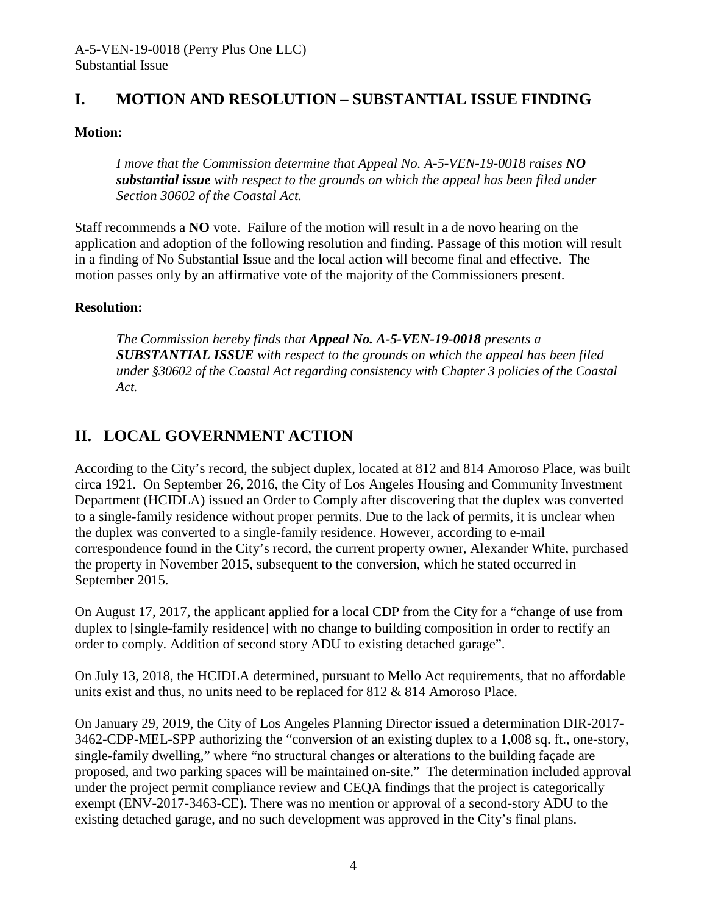## I. MOTION AND RESOLUTION – SUBSTANTIAL ISSUE FINDING

**Motion:**

> *I move that the Commission determine that Appeal No. A-5-VEN-19-0018 raises **NO substantial issue** with respect to the grounds on which the appeal has been filed under Section 30602 of the Coastal Act.*

Staff recommends a **NO** vote. Failure of the motion will result in a de novo hearing on the application and adoption of the following resolution and finding. Passage of this motion will result in a finding of No Substantial Issue and the local action will become final and effective. The motion passes only by an affirmative vote of the majority of the Commissioners present.

**Resolution:**

> *The Commission hereby finds that **Appeal No. A-5-VEN-19-0018** presents a **SUBSTANTIAL ISSUE** with respect to the grounds on which the appeal has been filed under §30602 of the Coastal Act regarding consistency with Chapter 3 policies of the Coastal Act.*

## II. LOCAL GOVERNMENT ACTION

According to the City's record, the subject duplex, located at 812 and 814 Amoroso Place, was built circa 1921. On September 26, 2016, the City of Los Angeles Housing and Community Investment Department (HCIDLA) issued an Order to Comply after discovering that the duplex was converted to a single-family residence without proper permits. Due to the lack of permits, it is unclear when the duplex was converted to a single-family residence. However, according to e-mail correspondence found in the City's record, the current property owner, Alexander White, purchased the property in November 2015, subsequent to the conversion, which he stated occurred in September 2015.

On August 17, 2017, the applicant applied for a local CDP from the City for a "change of use from duplex to [single-family residence] with no change to building composition in order to rectify an order to comply. Addition of second story ADU to existing detached garage".

On July 13, 2018, the HCIDLA determined, pursuant to Mello Act requirements, that no affordable units exist and thus, no units need to be replaced for 812 & 814 Amoroso Place.

On January 29, 2019, the City of Los Angeles Planning Director issued a determination DIR-2017-3462-CDP-MEL-SPP authorizing the "conversion of an existing duplex to a 1,008 sq. ft., one-story, single-family dwelling," where "no structural changes or alterations to the building façade are proposed, and two parking spaces will be maintained on-site." The determination included approval under the project permit compliance review and CEQA findings that the project is categorically exempt (ENV-2017-3463-CE). There was no mention or approval of a second-story ADU to the existing detached garage, and no such development was approved in the City's final plans.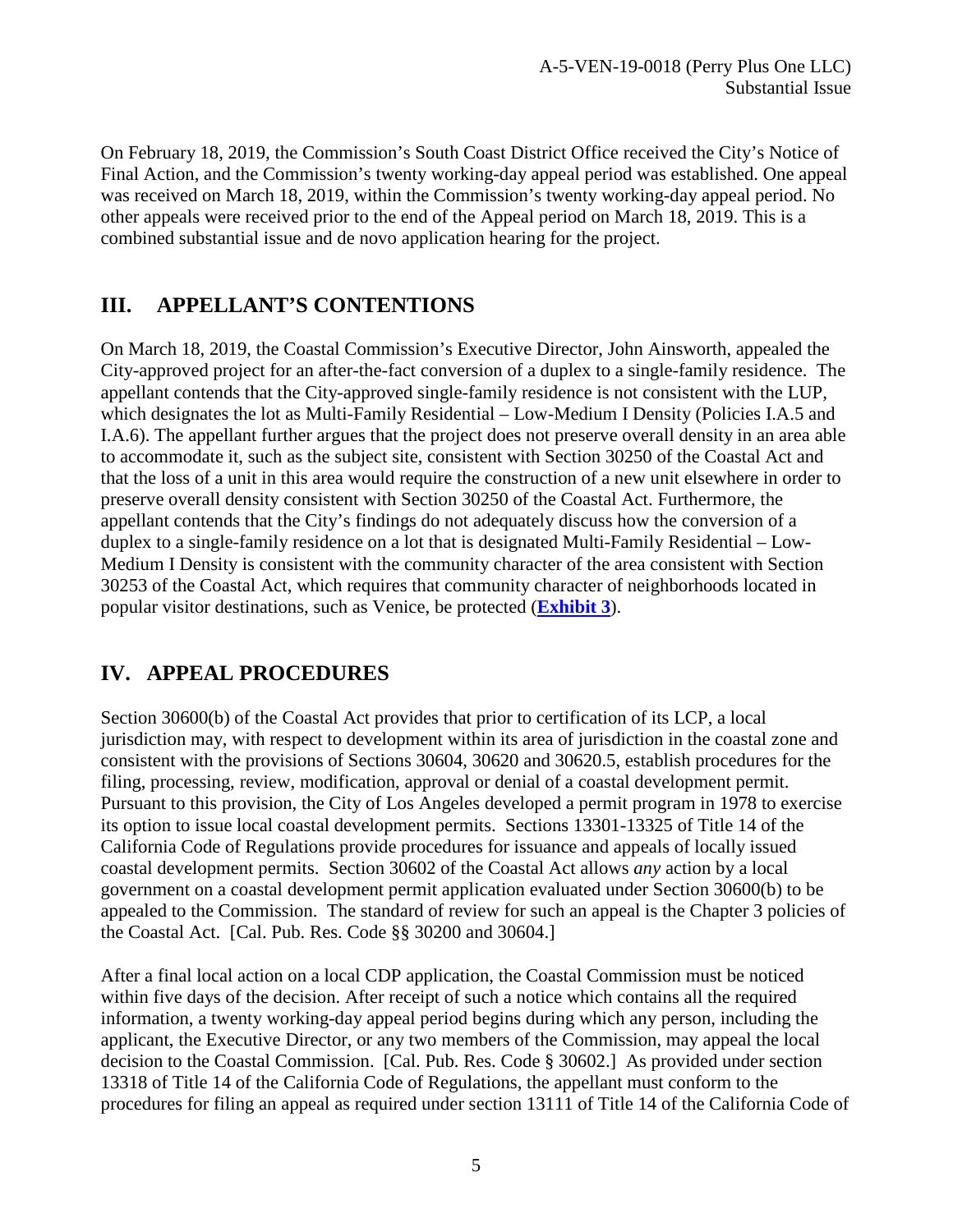On February 18, 2019, the Commission's South Coast District Office received the City's Notice of Final Action, and the Commission's twenty working-day appeal period was established. One appeal was received on March 18, 2019, within the Commission's twenty working-day appeal period. No other appeals were received prior to the end of the Appeal period on March 18, 2019. This is a combined substantial issue and de novo application hearing for the project.

## III. APPELLANT'S CONTENTIONS

On March 18, 2019, the Coastal Commission's Executive Director, John Ainsworth, appealed the City-approved project for an after-the-fact conversion of a duplex to a single-family residence. The appellant contends that the City-approved single-family residence is not consistent with the LUP, which designates the lot as Multi-Family Residential – Low-Medium I Density (Policies I.A.5 and I.A.6). The appellant further argues that the project does not preserve overall density in an area able to accommodate it, such as the subject site, consistent with Section 30250 of the Coastal Act and that the loss of a unit in this area would require the construction of a new unit elsewhere in order to preserve overall density consistent with Section 30250 of the Coastal Act. Furthermore, the appellant contends that the City's findings do not adequately discuss how the conversion of a duplex to a single-family residence on a lot that is designated Multi-Family Residential – Low-Medium I Density is consistent with the community character of the area consistent with Section 30253 of the Coastal Act, which requires that community character of neighborhoods located in popular visitor destinations, such as Venice, be protected (**Exhibit 3**).

## IV. APPEAL PROCEDURES

Section 30600(b) of the Coastal Act provides that prior to certification of its LCP, a local jurisdiction may, with respect to development within its area of jurisdiction in the coastal zone and consistent with the provisions of Sections 30604, 30620 and 30620.5, establish procedures for the filing, processing, review, modification, approval or denial of a coastal development permit. Pursuant to this provision, the City of Los Angeles developed a permit program in 1978 to exercise its option to issue local coastal development permits. Sections 13301-13325 of Title 14 of the California Code of Regulations provide procedures for issuance and appeals of locally issued coastal development permits. Section 30602 of the Coastal Act allows *any* action by a local government on a coastal development permit application evaluated under Section 30600(b) to be appealed to the Commission. The standard of review for such an appeal is the Chapter 3 policies of the Coastal Act. [Cal. Pub. Res. Code §§ 30200 and 30604.]

After a final local action on a local CDP application, the Coastal Commission must be noticed within five days of the decision. After receipt of such a notice which contains all the required information, a twenty working-day appeal period begins during which any person, including the applicant, the Executive Director, or any two members of the Commission, may appeal the local decision to the Coastal Commission. [Cal. Pub. Res. Code § 30602.] As provided under section 13318 of Title 14 of the California Code of Regulations, the appellant must conform to the procedures for filing an appeal as required under section 13111 of Title 14 of the California Code of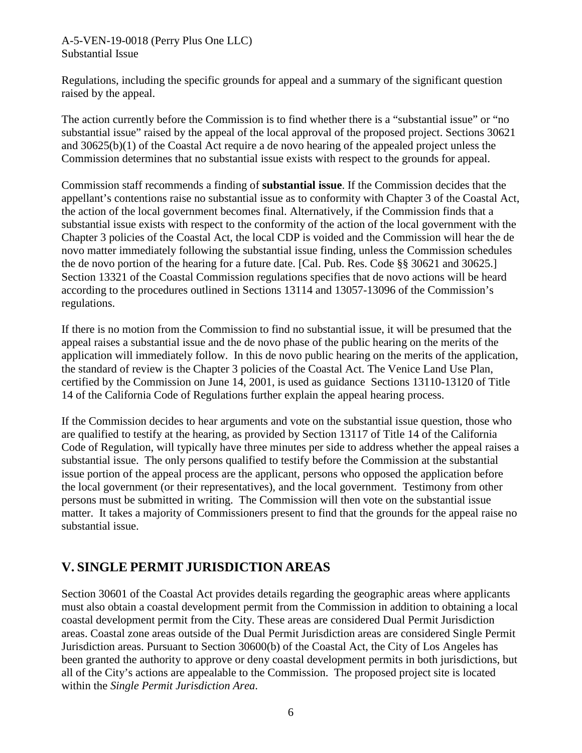Regulations, including the specific grounds for appeal and a summary of the significant question raised by the appeal.

The action currently before the Commission is to find whether there is a "substantial issue" or "no substantial issue" raised by the appeal of the local approval of the proposed project. Sections 30621 and 30625(b)(1) of the Coastal Act require a de novo hearing of the appealed project unless the Commission determines that no substantial issue exists with respect to the grounds for appeal.

Commission staff recommends a finding of **substantial issue**. If the Commission decides that the appellant's contentions raise no substantial issue as to conformity with Chapter 3 of the Coastal Act, the action of the local government becomes final. Alternatively, if the Commission finds that a substantial issue exists with respect to the conformity of the action of the local government with the Chapter 3 policies of the Coastal Act, the local CDP is voided and the Commission will hear the de novo matter immediately following the substantial issue finding, unless the Commission schedules the de novo portion of the hearing for a future date. [Cal. Pub. Res. Code §§ 30621 and 30625.] Section 13321 of the Coastal Commission regulations specifies that de novo actions will be heard according to the procedures outlined in Sections 13114 and 13057-13096 of the Commission's regulations.

If there is no motion from the Commission to find no substantial issue, it will be presumed that the appeal raises a substantial issue and the de novo phase of the public hearing on the merits of the application will immediately follow. In this de novo public hearing on the merits of the application, the standard of review is the Chapter 3 policies of the Coastal Act. The Venice Land Use Plan, certified by the Commission on June 14, 2001, is used as guidance Sections 13110-13120 of Title 14 of the California Code of Regulations further explain the appeal hearing process.

If the Commission decides to hear arguments and vote on the substantial issue question, those who are qualified to testify at the hearing, as provided by Section 13117 of Title 14 of the California Code of Regulation, will typically have three minutes per side to address whether the appeal raises a substantial issue. The only persons qualified to testify before the Commission at the substantial issue portion of the appeal process are the applicant, persons who opposed the application before the local government (or their representatives), and the local government. Testimony from other persons must be submitted in writing. The Commission will then vote on the substantial issue matter. It takes a majority of Commissioners present to find that the grounds for the appeal raise no substantial issue.

## V. SINGLE PERMIT JURISDICTION AREAS

Section 30601 of the Coastal Act provides details regarding the geographic areas where applicants must also obtain a coastal development permit from the Commission in addition to obtaining a local coastal development permit from the City. These areas are considered Dual Permit Jurisdiction areas. Coastal zone areas outside of the Dual Permit Jurisdiction areas are considered Single Permit Jurisdiction areas. Pursuant to Section 30600(b) of the Coastal Act, the City of Los Angeles has been granted the authority to approve or deny coastal development permits in both jurisdictions, but all of the City's actions are appealable to the Commission. The proposed project site is located within the *Single Permit Jurisdiction Area*.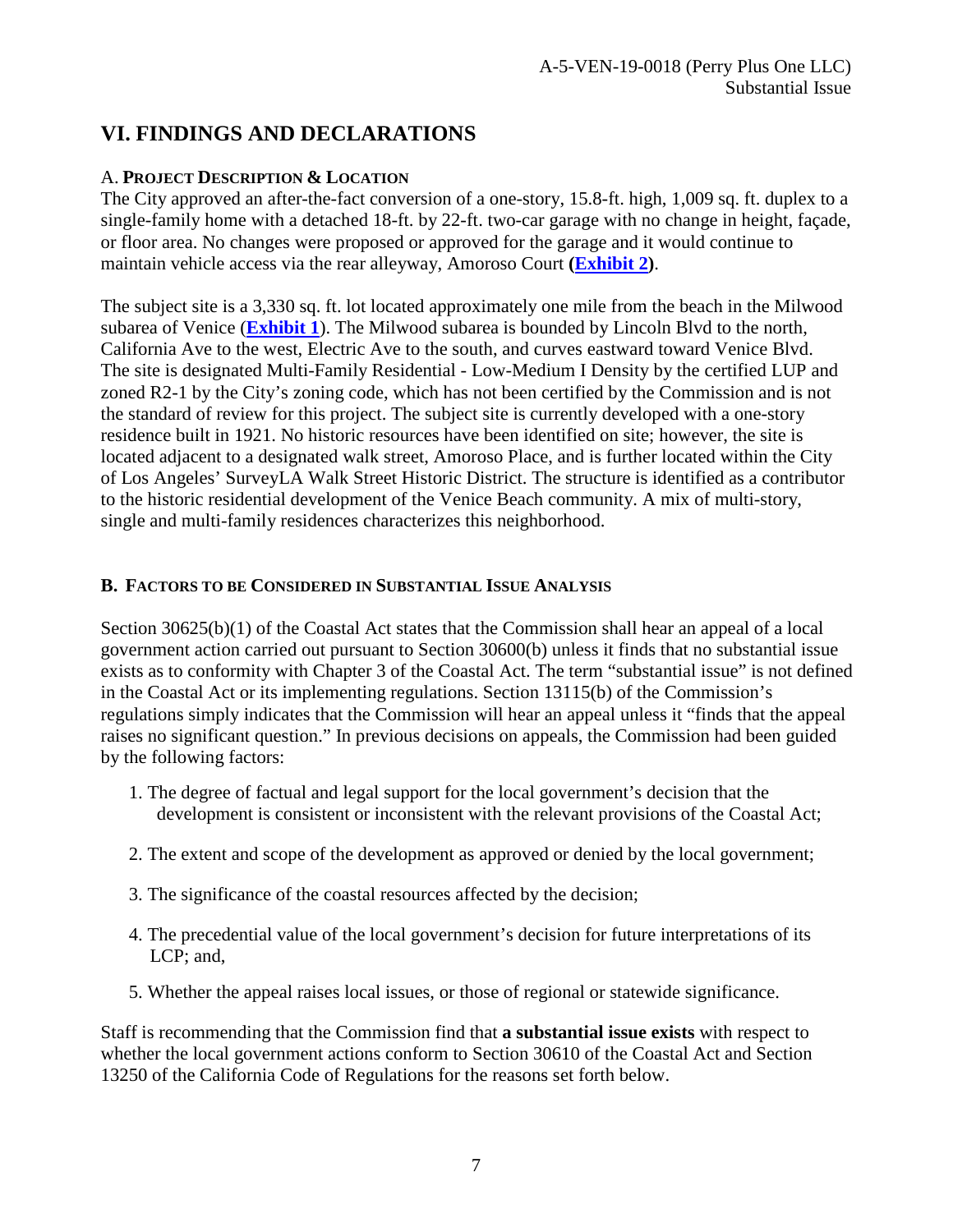# VI. FINDINGS AND DECLARATIONS

### A. PROJECT DESCRIPTION & LOCATION

The City approved an after-the-fact conversion of a one-story, 15.8-ft. high, 1,009 sq. ft. duplex to a single-family home with a detached 18-ft. by 22-ft. two-car garage with no change in height, façade, or floor area. No changes were proposed or approved for the garage and it would continue to maintain vehicle access via the rear alleyway, Amoroso Court **(Exhibit 2)**.

The subject site is a 3,330 sq. ft. lot located approximately one mile from the beach in the Milwood subarea of Venice (**Exhibit 1**). The Milwood subarea is bounded by Lincoln Blvd to the north, California Ave to the west, Electric Ave to the south, and curves eastward toward Venice Blvd. The site is designated Multi-Family Residential - Low-Medium I Density by the certified LUP and zoned R2-1 by the City's zoning code, which has not been certified by the Commission and is not the standard of review for this project. The subject site is currently developed with a one-story residence built in 1921. No historic resources have been identified on site; however, the site is located adjacent to a designated walk street, Amoroso Place, and is further located within the City of Los Angeles' SurveyLA Walk Street Historic District. The structure is identified as a contributor to the historic residential development of the Venice Beach community. A mix of multi-story, single and multi-family residences characterizes this neighborhood.

### B. FACTORS TO BE CONSIDERED IN SUBSTANTIAL ISSUE ANALYSIS

Section 30625(b)(1) of the Coastal Act states that the Commission shall hear an appeal of a local government action carried out pursuant to Section 30600(b) unless it finds that no substantial issue exists as to conformity with Chapter 3 of the Coastal Act. The term "substantial issue" is not defined in the Coastal Act or its implementing regulations. Section 13115(b) of the Commission's regulations simply indicates that the Commission will hear an appeal unless it "finds that the appeal raises no significant question." In previous decisions on appeals, the Commission had been guided by the following factors:

1. The degree of factual and legal support for the local government's decision that the development is consistent or inconsistent with the relevant provisions of the Coastal Act;
2. The extent and scope of the development as approved or denied by the local government;
3. The significance of the coastal resources affected by the decision;
4. The precedential value of the local government's decision for future interpretations of its LCP; and,
5. Whether the appeal raises local issues, or those of regional or statewide significance.

Staff is recommending that the Commission find that **a substantial issue exists** with respect to whether the local government actions conform to Section 30610 of the Coastal Act and Section 13250 of the California Code of Regulations for the reasons set forth below.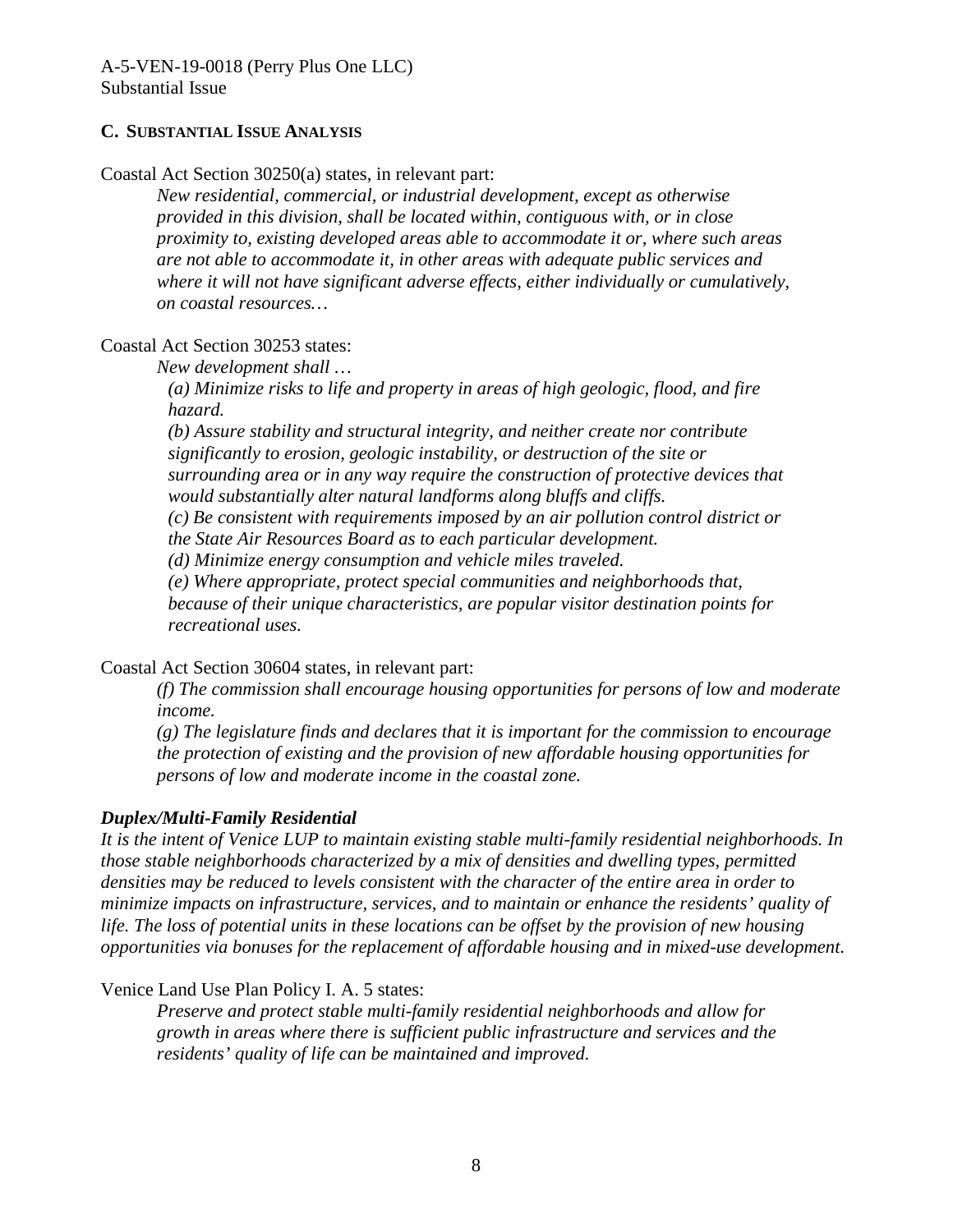## C. SUBSTANTIAL ISSUE ANALYSIS

Coastal Act Section 30250(a) states, in relevant part:

> *New residential, commercial, or industrial development, except as otherwise provided in this division, shall be located within, contiguous with, or in close proximity to, existing developed areas able to accommodate it or, where such areas are not able to accommodate it, in other areas with adequate public services and where it will not have significant adverse effects, either individually or cumulatively, on coastal resources…*

Coastal Act Section 30253 states:

> *New development shall …*
>
> *(a) Minimize risks to life and property in areas of high geologic, flood, and fire hazard.*
>
> *(b) Assure stability and structural integrity, and neither create nor contribute significantly to erosion, geologic instability, or destruction of the site or surrounding area or in any way require the construction of protective devices that would substantially alter natural landforms along bluffs and cliffs.*
>
> *(c) Be consistent with requirements imposed by an air pollution control district or the State Air Resources Board as to each particular development.*
>
> *(d) Minimize energy consumption and vehicle miles traveled.*
>
> *(e) Where appropriate, protect special communities and neighborhoods that, because of their unique characteristics, are popular visitor destination points for recreational uses.*

Coastal Act Section 30604 states, in relevant part:

> *(f) The commission shall encourage housing opportunities for persons of low and moderate income.*
>
> *(g) The legislature finds and declares that it is important for the commission to encourage the protection of existing and the provision of new affordable housing opportunities for persons of low and moderate income in the coastal zone.*

***Duplex/Multi-Family Residential***

*It is the intent of Venice LUP to maintain existing stable multi-family residential neighborhoods. In those stable neighborhoods characterized by a mix of densities and dwelling types, permitted densities may be reduced to levels consistent with the character of the entire area in order to minimize impacts on infrastructure, services, and to maintain or enhance the residents' quality of life. The loss of potential units in these locations can be offset by the provision of new housing opportunities via bonuses for the replacement of affordable housing and in mixed-use development.*

Venice Land Use Plan Policy I. A. 5 states:

> *Preserve and protect stable multi-family residential neighborhoods and allow for growth in areas where there is sufficient public infrastructure and services and the residents' quality of life can be maintained and improved.*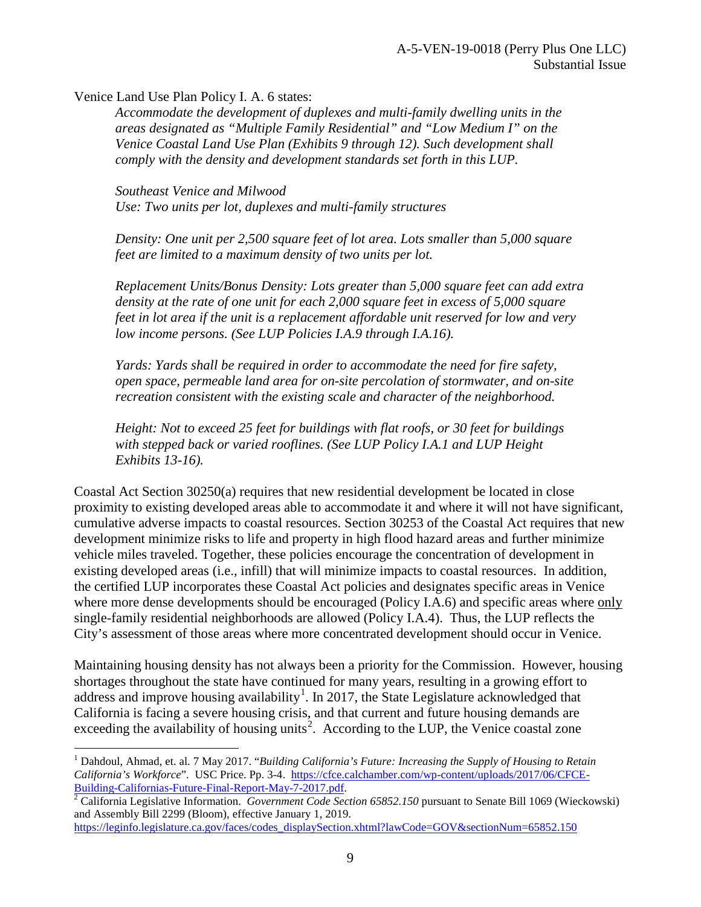Venice Land Use Plan Policy I. A. 6 states:

> *Accommodate the development of duplexes and multi-family dwelling units in the areas designated as "Multiple Family Residential" and "Low Medium I" on the Venice Coastal Land Use Plan (Exhibits 9 through 12). Such development shall comply with the density and development standards set forth in this LUP.*
>
> *Southeast Venice and Milwood*
> *Use: Two units per lot, duplexes and multi-family structures*
>
> *Density: One unit per 2,500 square feet of lot area. Lots smaller than 5,000 square feet are limited to a maximum density of two units per lot.*
>
> *Replacement Units/Bonus Density: Lots greater than 5,000 square feet can add extra density at the rate of one unit for each 2,000 square feet in excess of 5,000 square feet in lot area if the unit is a replacement affordable unit reserved for low and very low income persons. (See LUP Policies I.A.9 through I.A.16).*
>
> *Yards: Yards shall be required in order to accommodate the need for fire safety, open space, permeable land area for on-site percolation of stormwater, and on-site recreation consistent with the existing scale and character of the neighborhood.*
>
> *Height: Not to exceed 25 feet for buildings with flat roofs, or 30 feet for buildings with stepped back or varied rooflines. (See LUP Policy I.A.1 and LUP Height Exhibits 13-16).*

Coastal Act Section 30250(a) requires that new residential development be located in close proximity to existing developed areas able to accommodate it and where it will not have significant, cumulative adverse impacts to coastal resources. Section 30253 of the Coastal Act requires that new development minimize risks to life and property in high flood hazard areas and further minimize vehicle miles traveled. Together, these policies encourage the concentration of development in existing developed areas (i.e., infill) that will minimize impacts to coastal resources. In addition, the certified LUP incorporates these Coastal Act policies and designates specific areas in Venice where more dense developments should be encouraged (Policy I.A.6) and specific areas where <u>only</u> single-family residential neighborhoods are allowed (Policy I.A.4). Thus, the LUP reflects the City's assessment of those areas where more concentrated development should occur in Venice.

Maintaining housing density has not always been a priority for the Commission. However, housing shortages throughout the state have continued for many years, resulting in a growing effort to address and improve housing availability[1]. In 2017, the State Legislature acknowledged that California is facing a severe housing crisis, and that current and future housing demands are exceeding the availability of housing units[2]. According to the LUP, the Venice coastal zone

---

[1] Dahdoul, Ahmad, et. al. 7 May 2017. "*Building California's Future: Increasing the Supply of Housing to Retain California's Workforce*". USC Price. Pp. 3-4. https://cfce.calchamber.com/wp-content/uploads/2017/06/CFCE-Building-Californias-Future-Final-Report-May-7-2017.pdf.

[2] California Legislative Information. *Government Code Section 65852.150* pursuant to Senate Bill 1069 (Wieckowski) and Assembly Bill 2299 (Bloom), effective January 1, 2019. https://leginfo.legislature.ca.gov/faces/codes_displaySection.xhtml?lawCode=GOV&sectionNum=65852.150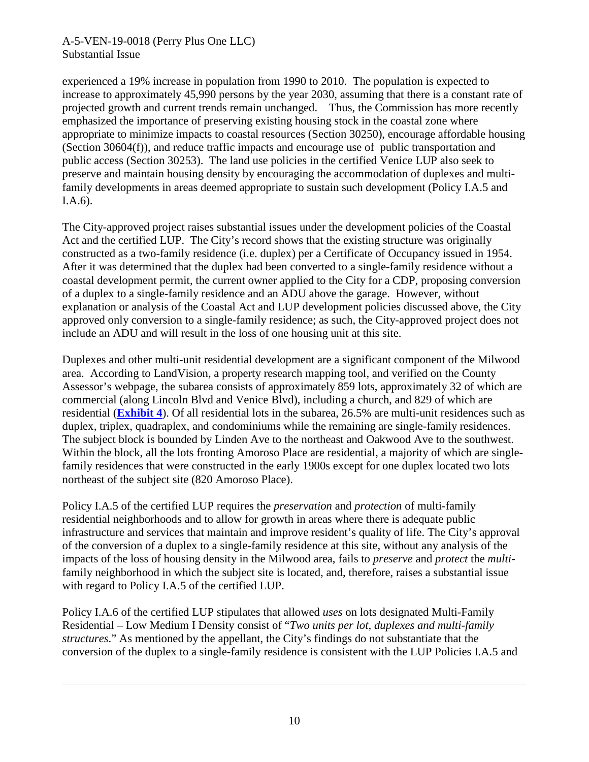experienced a 19% increase in population from 1990 to 2010. The population is expected to increase to approximately 45,990 persons by the year 2030, assuming that there is a constant rate of projected growth and current trends remain unchanged. Thus, the Commission has more recently emphasized the importance of preserving existing housing stock in the coastal zone where appropriate to minimize impacts to coastal resources (Section 30250), encourage affordable housing (Section 30604(f)), and reduce traffic impacts and encourage use of public transportation and public access (Section 30253). The land use policies in the certified Venice LUP also seek to preserve and maintain housing density by encouraging the accommodation of duplexes and multi-family developments in areas deemed appropriate to sustain such development (Policy I.A.5 and I.A.6).

The City-approved project raises substantial issues under the development policies of the Coastal Act and the certified LUP. The City's record shows that the existing structure was originally constructed as a two-family residence (i.e. duplex) per a Certificate of Occupancy issued in 1954. After it was determined that the duplex had been converted to a single-family residence without a coastal development permit, the current owner applied to the City for a CDP, proposing conversion of a duplex to a single-family residence and an ADU above the garage. However, without explanation or analysis of the Coastal Act and LUP development policies discussed above, the City approved only conversion to a single-family residence; as such, the City-approved project does not include an ADU and will result in the loss of one housing unit at this site.

Duplexes and other multi-unit residential development are a significant component of the Milwood area. According to LandVision, a property research mapping tool, and verified on the County Assessor's webpage, the subarea consists of approximately 859 lots, approximately 32 of which are commercial (along Lincoln Blvd and Venice Blvd), including a church, and 829 of which are residential (**Exhibit 4**). Of all residential lots in the subarea, 26.5% are multi-unit residences such as duplex, triplex, quadraplex, and condominiums while the remaining are single-family residences. The subject block is bounded by Linden Ave to the northeast and Oakwood Ave to the southwest. Within the block, all the lots fronting Amoroso Place are residential, a majority of which are single-family residences that were constructed in the early 1900s except for one duplex located two lots northeast of the subject site (820 Amoroso Place).

Policy I.A.5 of the certified LUP requires the *preservation* and *protection* of multi-family residential neighborhoods and to allow for growth in areas where there is adequate public infrastructure and services that maintain and improve resident's quality of life. The City's approval of the conversion of a duplex to a single-family residence at this site, without any analysis of the impacts of the loss of housing density in the Milwood area, fails to *preserve* and *protect* the *multi-*family neighborhood in which the subject site is located, and, therefore, raises a substantial issue with regard to Policy I.A.5 of the certified LUP.

Policy I.A.6 of the certified LUP stipulates that allowed *uses* on lots designated Multi-Family Residential – Low Medium I Density consist of "*Two units per lot, duplexes and multi-family structures*." As mentioned by the appellant, the City's findings do not substantiate that the conversion of the duplex to a single-family residence is consistent with the LUP Policies I.A.5 and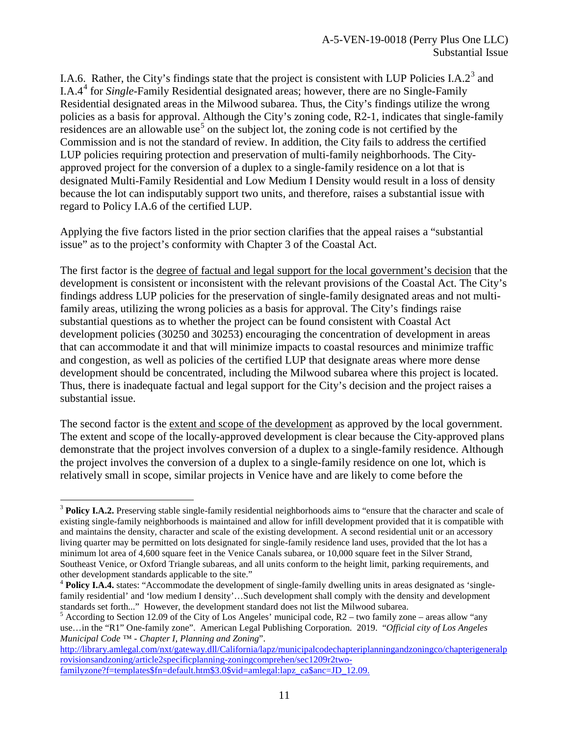I.A.6. Rather, the City's findings state that the project is consistent with LUP Policies I.A.2[3] and I.A.4[4] for *Single*-Family Residential designated areas; however, there are no Single-Family Residential designated areas in the Milwood subarea. Thus, the City's findings utilize the wrong policies as a basis for approval. Although the City's zoning code, R2-1, indicates that single-family residences are an allowable use[5] on the subject lot, the zoning code is not certified by the Commission and is not the standard of review. In addition, the City fails to address the certified LUP policies requiring protection and preservation of multi-family neighborhoods. The City-approved project for the conversion of a duplex to a single-family residence on a lot that is designated Multi-Family Residential and Low Medium I Density would result in a loss of density because the lot can indisputably support two units, and therefore, raises a substantial issue with regard to Policy I.A.6 of the certified LUP.

Applying the five factors listed in the prior section clarifies that the appeal raises a "substantial issue" as to the project's conformity with Chapter 3 of the Coastal Act.

The first factor is the <u>degree of factual and legal support for the local government's decision</u> that the development is consistent or inconsistent with the relevant provisions of the Coastal Act. The City's findings address LUP policies for the preservation of single-family designated areas and not multi-family areas, utilizing the wrong policies as a basis for approval. The City's findings raise substantial questions as to whether the project can be found consistent with Coastal Act development policies (30250 and 30253) encouraging the concentration of development in areas that can accommodate it and that will minimize impacts to coastal resources and minimize traffic and congestion, as well as policies of the certified LUP that designate areas where more dense development should be concentrated, including the Milwood subarea where this project is located. Thus, there is inadequate factual and legal support for the City's decision and the project raises a substantial issue.

The second factor is the <u>extent and scope of the development</u> as approved by the local government. The extent and scope of the locally-approved development is clear because the City-approved plans demonstrate that the project involves conversion of a duplex to a single-family residence. Although the project involves the conversion of a duplex to a single-family residence on one lot, which is relatively small in scope, similar projects in Venice have and are likely to come before the

---

[3] **Policy I.A.2.** Preserving stable single-family residential neighborhoods aims to "ensure that the character and scale of existing single-family neighborhoods is maintained and allow for infill development provided that it is compatible with and maintains the density, character and scale of the existing development. A second residential unit or an accessory living quarter may be permitted on lots designated for single-family residence land uses, provided that the lot has a minimum lot area of 4,600 square feet in the Venice Canals subarea, or 10,000 square feet in the Silver Strand, Southeast Venice, or Oxford Triangle subareas, and all units conform to the height limit, parking requirements, and other development standards applicable to the site."

[4] **Policy I.A.4.** states: "Accommodate the development of single-family dwelling units in areas designated as 'single-family residential' and 'low medium I density'…Such development shall comply with the density and development standards set forth..." However, the development standard does not list the Milwood subarea.

[5] According to Section 12.09 of the City of Los Angeles' municipal code, R2 – two family zone – areas allow "any use…in the "R1" One-family zone". American Legal Publishing Corporation. 2019. "*Official city of Los Angeles Municipal Code ™ - Chapter I, Planning and Zoning*". http://library.amlegal.com/nxt/gateway.dll/California/lapz/municipalcodechapteriplanningandzoningco/chapterigeneralprovisionsandzoning/article2specificplanning-zoningcomprehen/sec1209r2two-familyzone?f=templates$fn=default.htm$3.0$vid=amlegal:lapz_ca$anc=JD_12.09.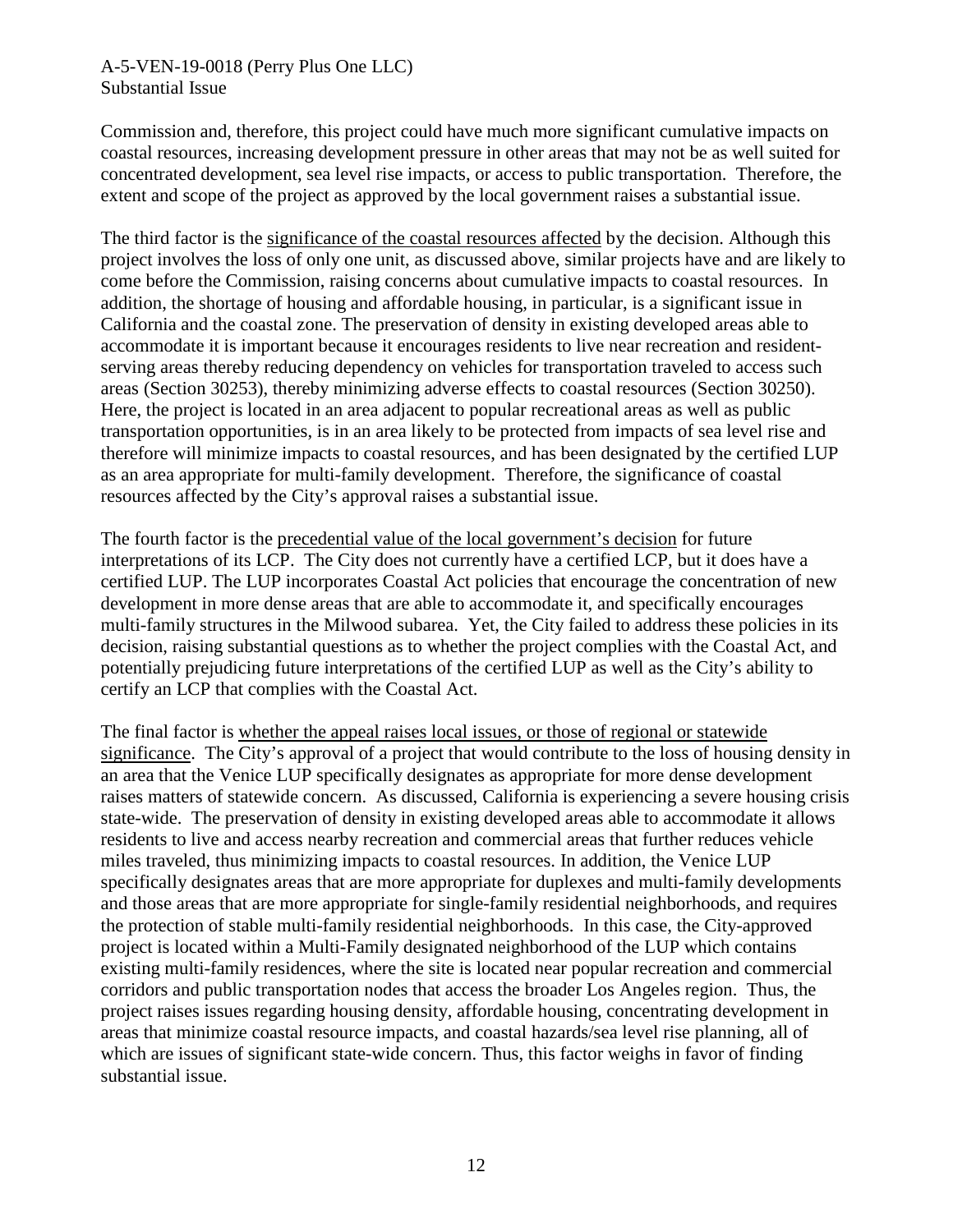Commission and, therefore, this project could have much more significant cumulative impacts on coastal resources, increasing development pressure in other areas that may not be as well suited for concentrated development, sea level rise impacts, or access to public transportation. Therefore, the extent and scope of the project as approved by the local government raises a substantial issue.

The third factor is the <u>significance of the coastal resources affected</u> by the decision. Although this project involves the loss of only one unit, as discussed above, similar projects have and are likely to come before the Commission, raising concerns about cumulative impacts to coastal resources. In addition, the shortage of housing and affordable housing, in particular, is a significant issue in California and the coastal zone. The preservation of density in existing developed areas able to accommodate it is important because it encourages residents to live near recreation and resident-serving areas thereby reducing dependency on vehicles for transportation traveled to access such areas (Section 30253), thereby minimizing adverse effects to coastal resources (Section 30250). Here, the project is located in an area adjacent to popular recreational areas as well as public transportation opportunities, is in an area likely to be protected from impacts of sea level rise and therefore will minimize impacts to coastal resources, and has been designated by the certified LUP as an area appropriate for multi-family development. Therefore, the significance of coastal resources affected by the City's approval raises a substantial issue.

The fourth factor is the <u>precedential value of the local government's decision</u> for future interpretations of its LCP. The City does not currently have a certified LCP, but it does have a certified LUP. The LUP incorporates Coastal Act policies that encourage the concentration of new development in more dense areas that are able to accommodate it, and specifically encourages multi-family structures in the Milwood subarea. Yet, the City failed to address these policies in its decision, raising substantial questions as to whether the project complies with the Coastal Act, and potentially prejudicing future interpretations of the certified LUP as well as the City's ability to certify an LCP that complies with the Coastal Act.

The final factor is <u>whether the appeal raises local issues, or those of regional or statewide significance</u>. The City's approval of a project that would contribute to the loss of housing density in an area that the Venice LUP specifically designates as appropriate for more dense development raises matters of statewide concern. As discussed, California is experiencing a severe housing crisis state-wide. The preservation of density in existing developed areas able to accommodate it allows residents to live and access nearby recreation and commercial areas that further reduces vehicle miles traveled, thus minimizing impacts to coastal resources. In addition, the Venice LUP specifically designates areas that are more appropriate for duplexes and multi-family developments and those areas that are more appropriate for single-family residential neighborhoods, and requires the protection of stable multi-family residential neighborhoods. In this case, the City-approved project is located within a Multi-Family designated neighborhood of the LUP which contains existing multi-family residences, where the site is located near popular recreation and commercial corridors and public transportation nodes that access the broader Los Angeles region. Thus, the project raises issues regarding housing density, affordable housing, concentrating development in areas that minimize coastal resource impacts, and coastal hazards/sea level rise planning, all of which are issues of significant state-wide concern. Thus, this factor weighs in favor of finding substantial issue.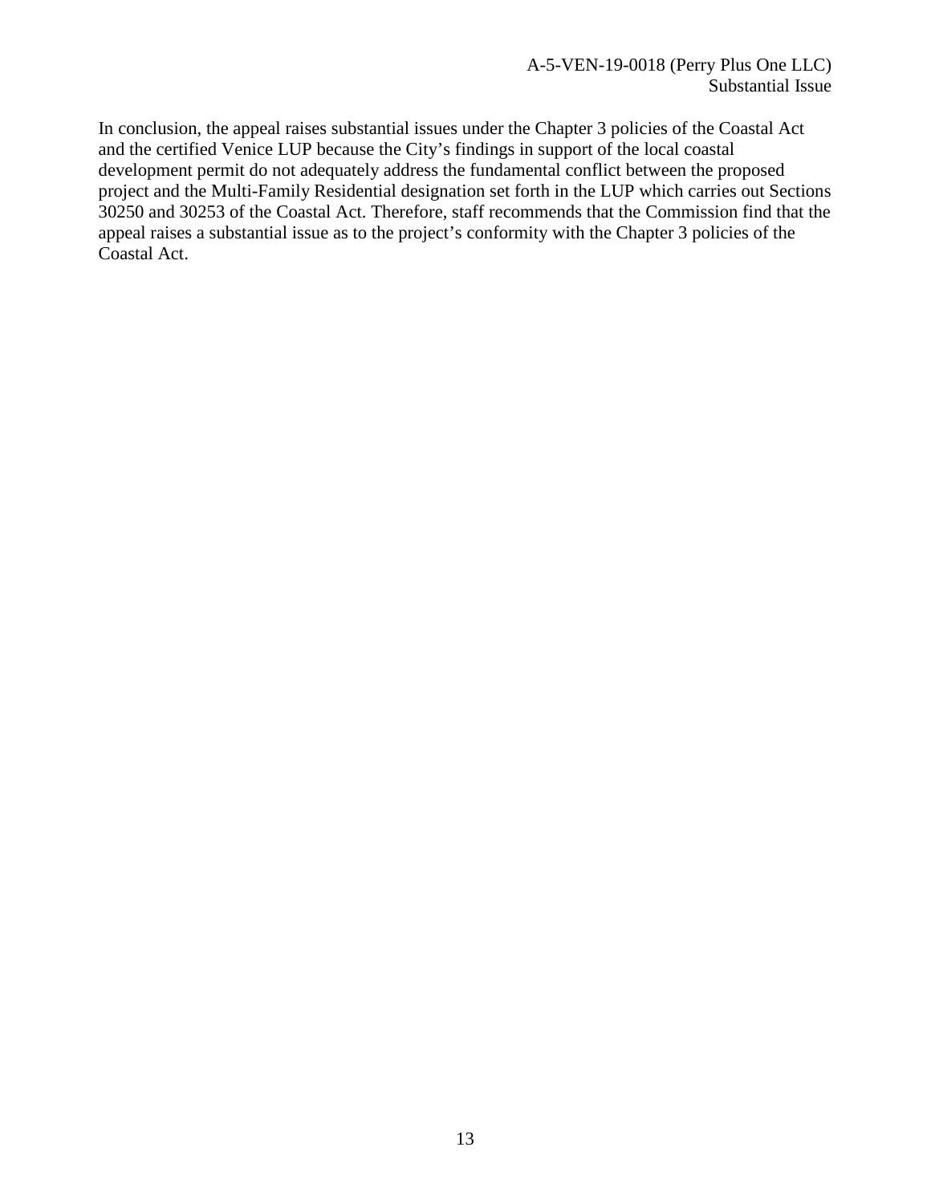In conclusion, the appeal raises substantial issues under the Chapter 3 policies of the Coastal Act and the certified Venice LUP because the City's findings in support of the local coastal development permit do not adequately address the fundamental conflict between the proposed project and the Multi-Family Residential designation set forth in the LUP which carries out Sections 30250 and 30253 of the Coastal Act. Therefore, staff recommends that the Commission find that the appeal raises a substantial issue as to the project's conformity with the Chapter 3 policies of the Coastal Act.